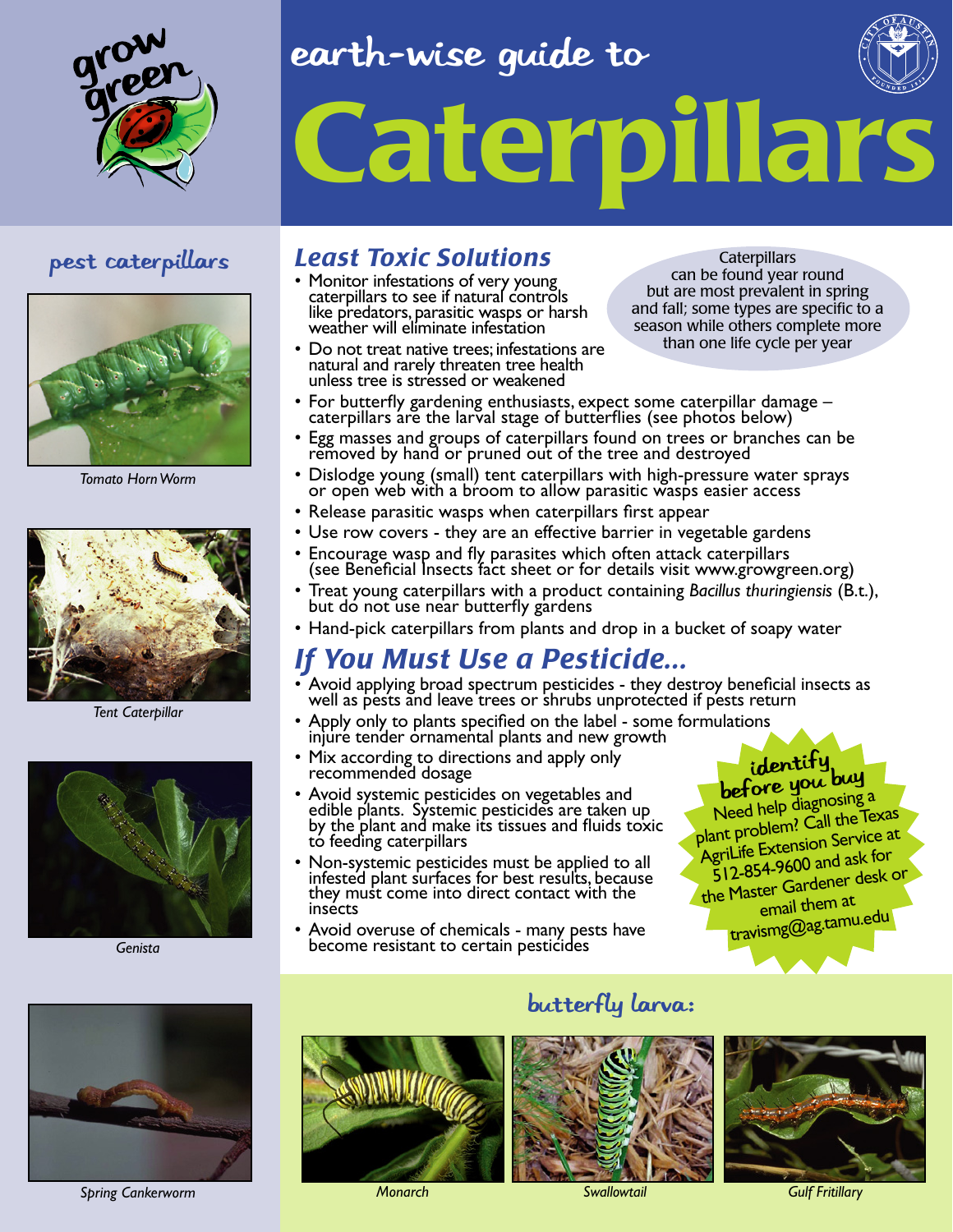grow green

# earth-wise guide to Caterpillars

## pest caterpillars

*Tomato Horn Worm*

*Tent Caterpillar*

*Genista*

*Spring Cankerworm*

## Least Toxic Solutions

Caterpillars can be found year round but are most prevalent in spring and fall; some types are specific to a season while others complete more than one life cycle per year

- Monitor infestations of very young caterpillars to see if natural controls like predators, parasitic wasps or harsh weather will eliminate infestation
- Do not treat native trees; infestations are natural and rarely threaten tree health unless tree is stressed or weakened
- For butterfly gardening enthusiasts, expect some caterpillar damage – caterpillars are the larval stage of butterflies (see photos below)
- Egg masses and groups of caterpillars found on trees or branches can be removed by hand or pruned out of the tree and destroyed
- Dislodge young (small) tent caterpillars with high-pressure water sprays or open web with a broom to allow parasitic wasps easier access
- Release parasitic wasps when caterpillars first appear
- Use row covers - they are an effective barrier in vegetable gardens
- Encourage wasp and fly parasites which often attack caterpillars (see Beneficial Insects fact sheet or for details visit www.growgreen.org)
- Treat young caterpillars with a product containing *Bacillus thuringiensis* (B.t.), but do not use near butterfly gardens
- Hand-pick caterpillars from plants and drop in a bucket of soapy water

## If You Must Use a Pesticide...

- Avoid applying broad spectrum pesticides - they destroy beneficial insects as well as pests and leave trees or shrubs unprotected if pests return
- Apply only to plants specified on the label - some formulations injure tender ornamental plants and new growth
- Mix according to directions and apply only recommended dosage
- Avoid systemic pesticides on vegetables and edible plants. Systemic pesticides are taken up by the plant and make its tissues and fluids toxic to feeding caterpillars
- Non-systemic pesticides must be applied to all infested plant surfaces for best results, because they must come into direct contact with the insects
- Avoid overuse of chemicals - many pests have become resistant to certain pesticides

**identify before you buy**
Need help diagnosing a plant problem? Call the Texas AgriLife Extension Service at 512-854-9600 and ask for the Master Gardener desk or email them at travismg@ag.tamu.edu

## butterfly larva:

*Monarch*

*Swallowtail*

*Gulf Fritillary*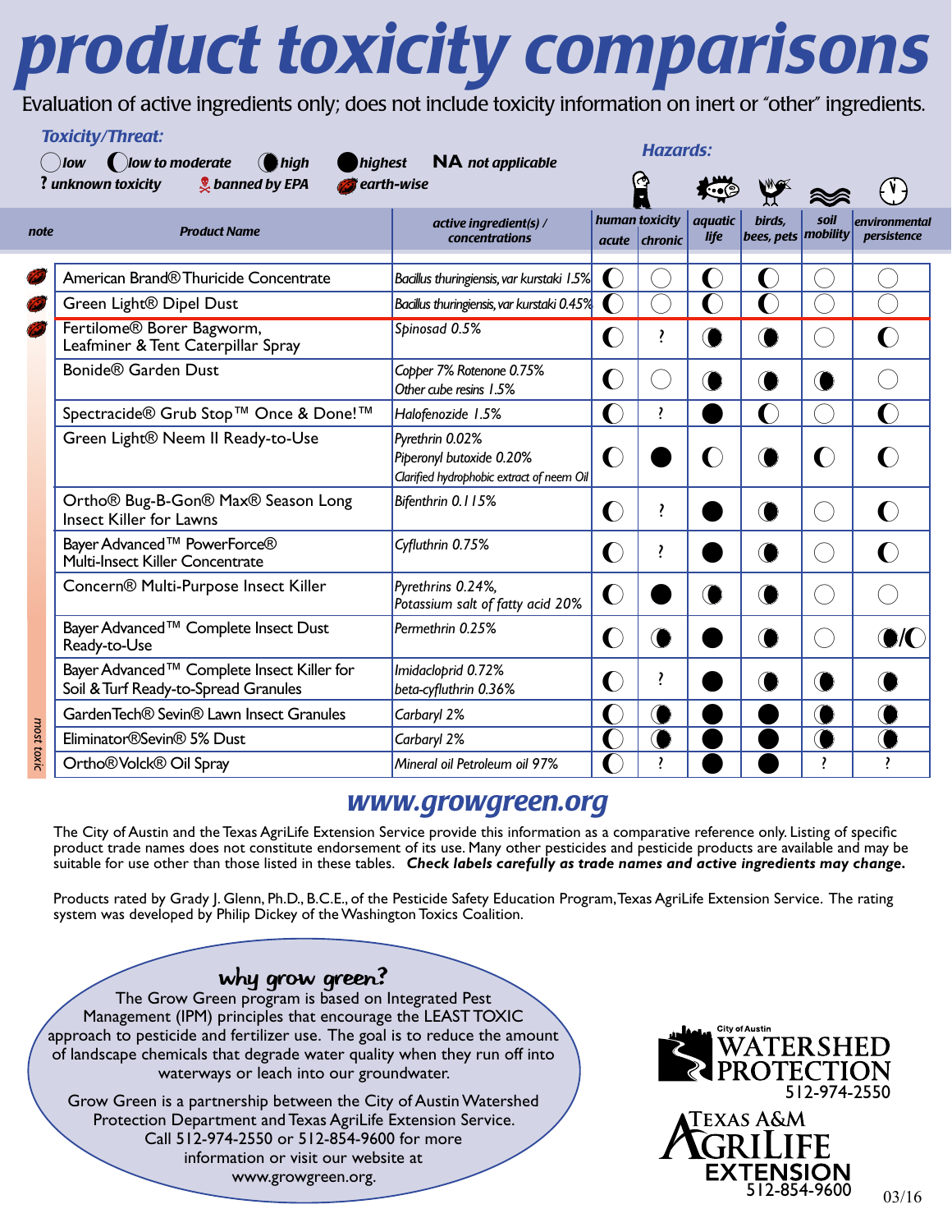# product toxicity comparisons

Evaluation of active ingredients only; does not include toxicity information on inert or "other" ingredients.

***Toxicity/Threat:***

*low* | *low to moderate* | *high* | *highest* | **NA** *not applicable* | **?** *unknown toxicity* | *banned by EPA* | *earth-wise*

***Hazards:***

| note | Product Name | active ingredient(s) / concentrations | human toxicity acute | human toxicity chronic | aquatic life | birds, bees, pets | soil mobility | environmental persistence |
|---|---|---|---|---|---|---|---|---|
| earth-wise | American Brand® Thuricide Concentrate | *Bacillus thuringiensis, var kurstaki 1.5%* | low to moderate | low | low to moderate | low to moderate | low | low |
| earth-wise | Green Light® Dipel Dust | *Bacillus thuringiensis, var kurstaki 0.45%* | low to moderate | low | low to moderate | low to moderate | low | low |
| earth-wise | Fertilome® Borer Bagworm, Leafminer & Tent Caterpillar Spray | *Spinosad 0.5%* | low to moderate | ? | high | high | low | low to moderate |
| | Bonide® Garden Dust | *Copper 7% Rotenone 0.75% Other cube resins 1.5%* | low to moderate | low | high | high | high | low |
| | Spectracide® Grub Stop™ Once & Done!™ | *Halofenozide 1.5%* | low to moderate | ? | highest | low to moderate | low | low to moderate |
| | Green Light® Neem II Ready-to-Use | *Pyrethrin 0.02% Piperonyl butoxide 0.20% Clarified hydrophobic extract of neem Oil* | low to moderate | highest | low to moderate | high | low to moderate | low to moderate |
| | Ortho® Bug-B-Gon® Max® Season Long Insect Killer for Lawns | *Bifenthrin 0.115%* | low to moderate | ? | highest | high | low | low to moderate |
| | Bayer Advanced™ PowerForce® Multi-Insect Killer Concentrate | *Cyfluthrin 0.75%* | low to moderate | ? | highest | high | low | low to moderate |
| | Concern® Multi-Purpose Insect Killer | *Pyrethrins 0.24%, Potassium salt of fatty acid 20%* | low to moderate | highest | high | high | low | low |
| | Bayer Advanced™ Complete Insect Dust Ready-to-Use | *Permethrin 0.25%* | low to moderate | high | highest | high | low | high/low to moderate |
| | Bayer Advanced™ Complete Insect Killer for Soil & Turf Ready-to-Spread Granules | *Imidacloprid 0.72% beta-cyfluthrin 0.36%* | low to moderate | ? | highest | high | high | high |
| | GardenTech® Sevin® Lawn Insect Granules | *Carbaryl 2%* | low to moderate | high | highest | highest | high | high |
| | Eliminator®Sevin® 5% Dust | *Carbaryl 2%* | low to moderate | high | highest | highest | high | high |
| *most toxic* | Ortho®Volck® Oil Spray | *Mineral oil Petroleum oil 97%* | low to moderate | ? | highest | highest | ? | ? |

## www.growgreen.org

The City of Austin and the Texas AgriLife Extension Service provide this information as a comparative reference only. Listing of specific product trade names does not constitute endorsement of its use. Many other pesticides and pesticide products are available and may be suitable for use other than those listed in these tables. ***Check labels carefully as trade names and active ingredients may change.***

Products rated by Grady J. Glenn, Ph.D., B.C.E., of the Pesticide Safety Education Program, Texas AgriLife Extension Service. The rating system was developed by Philip Dickey of the Washington Toxics Coalition.

### why grow green?

The Grow Green program is based on Integrated Pest Management (IPM) principles that encourage the LEAST TOXIC approach to pesticide and fertilizer use. The goal is to reduce the amount of landscape chemicals that degrade water quality when they run off into waterways or leach into our groundwater.

Grow Green is a partnership between the City of Austin Watershed Protection Department and Texas AgriLife Extension Service. Call 512-974-2550 or 512-854-9600 for more information or visit our website at www.growgreen.org.

City of Austin WATERSHED PROTECTION 512-974-2550

TEXAS A&M AGRILIFE EXTENSION 512-854-9600

03/16